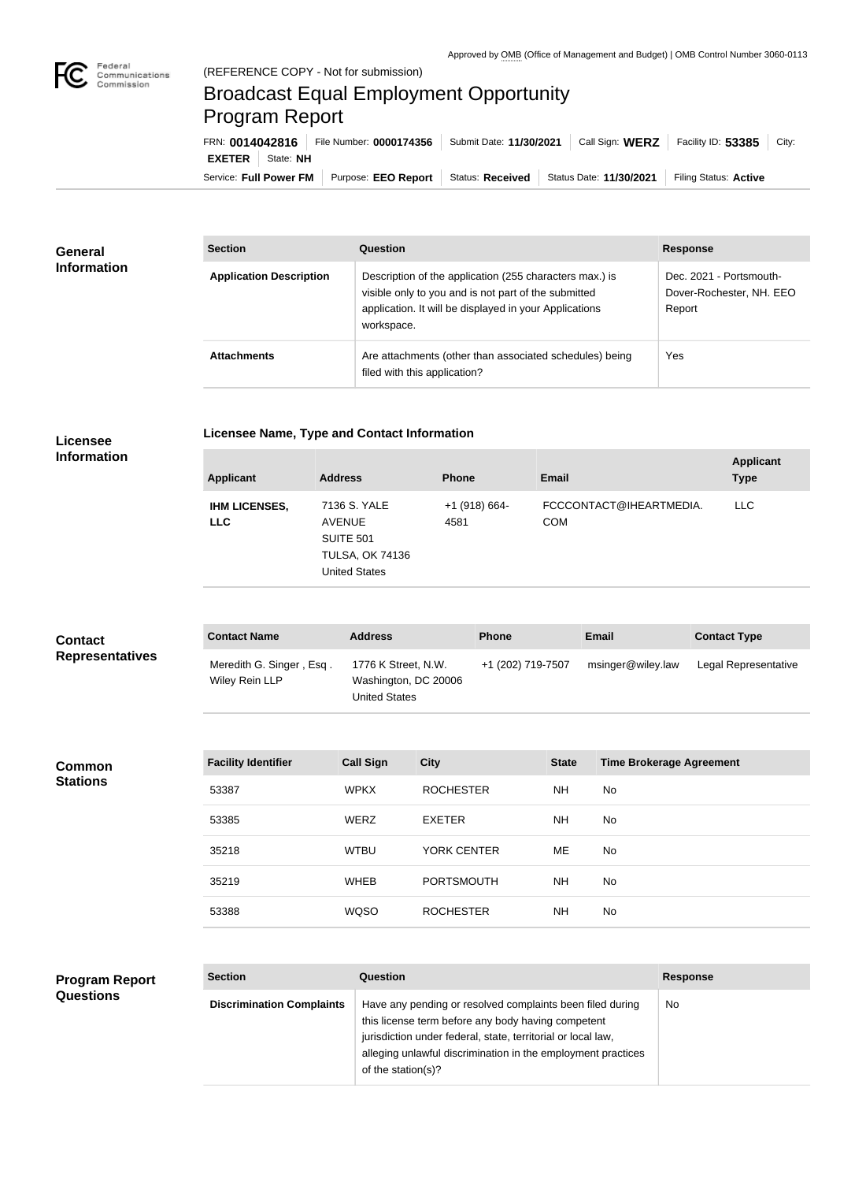Approved by OMB (Office of Management and Budget) | OMB Control Number 3060-0113

(REFERENCE COPY - Not for submission)

# Broadcast Equal Employment Opportunity Program Report

FRN: **0014042816** | File Number: **0000174356** | Submit Date: **11/30/2021** | Call Sign: **WERZ** | Facility ID: **53385** | City: **EXETER** | State: **NH**

Service: **Full Power FM** | Purpose: **EEO Report** | Status: **Received** | Status Date: **11/30/2021** | Filing Status: **Active**

## General Information

| Section | Question | Response |
| --- | --- | --- |
| **Application Description** | Description of the application (255 characters max.) is visible only to you and is not part of the submitted application. It will be displayed in your Applications workspace. | Dec. 2021 - Portsmouth-Dover-Rochester, NH. EEO Report |
| **Attachments** | Are attachments (other than associated schedules) being filed with this application? | Yes |

## Licensee Information

### Licensee Name, Type and Contact Information

| Applicant | Address | Phone | Email | Applicant Type |
| --- | --- | --- | --- | --- |
| **IHM LICENSES, LLC** | 7136 S. YALE AVENUE SUITE 501 TULSA, OK 74136 United States | +1 (918) 664-4581 | FCCCONTACT@IHEARTMEDIA.COM | LLC |

## Contact Representatives

| Contact Name | Address | Phone | Email | Contact Type |
| --- | --- | --- | --- | --- |
| Meredith G. Singer , Esq . Wiley Rein LLP | 1776 K Street, N.W. Washington, DC 20006 United States | +1 (202) 719-7507 | msinger@wiley.law | Legal Representative |

## Common Stations

| Facility Identifier | Call Sign | City | State | Time Brokerage Agreement |
| --- | --- | --- | --- | --- |
| 53387 | WPKX | ROCHESTER | NH | No |
| 53385 | WERZ | EXETER | NH | No |
| 35218 | WTBU | YORK CENTER | ME | No |
| 35219 | WHEB | PORTSMOUTH | NH | No |
| 53388 | WQSO | ROCHESTER | NH | No |

## Program Report Questions

| Section | Question | Response |
| --- | --- | --- |
| **Discrimination Complaints** | Have any pending or resolved complaints been filed during this license term before any body having competent jurisdiction under federal, state, territorial or local law, alleging unlawful discrimination in the employment practices of the station(s)? | No |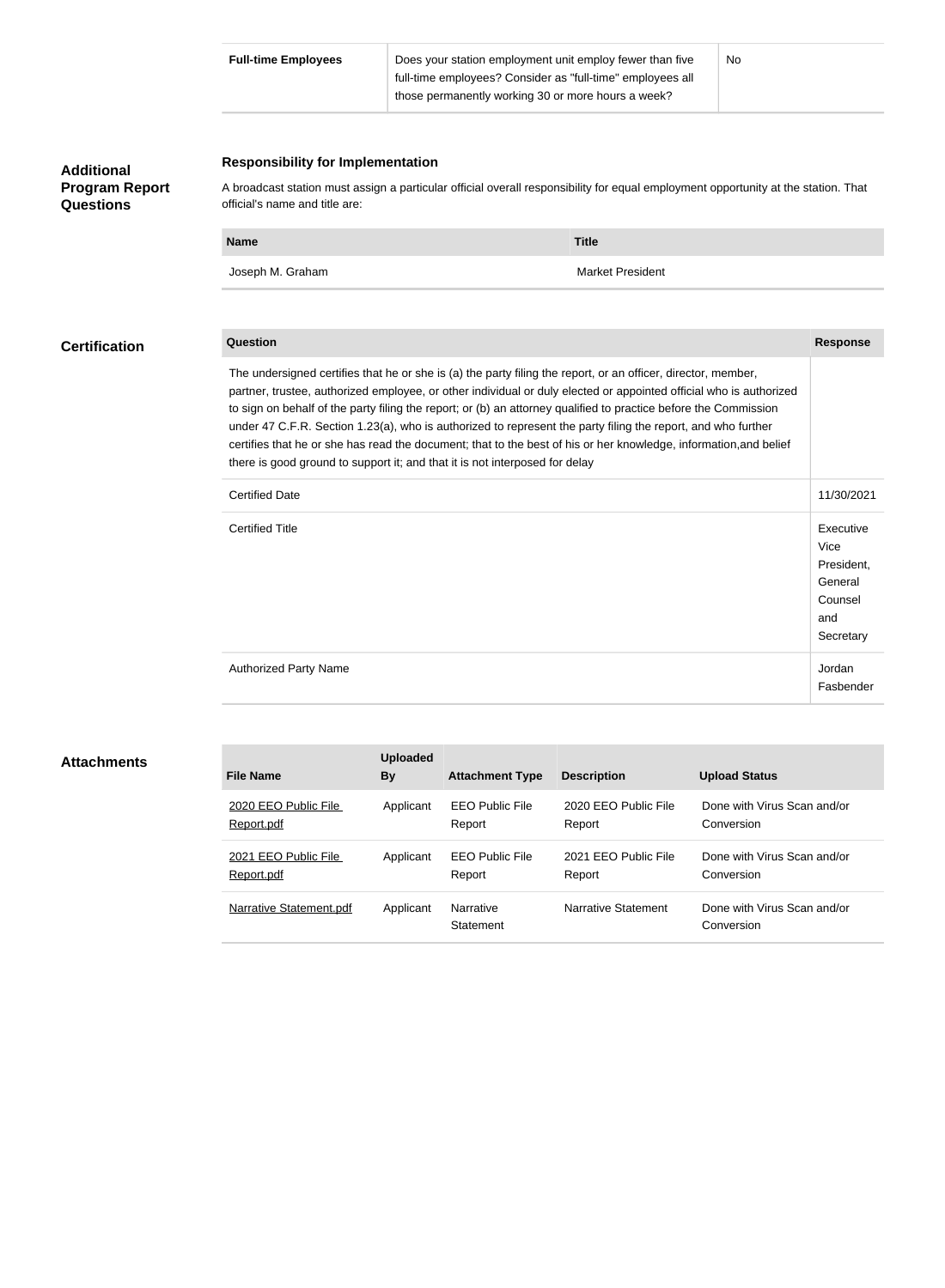| | | |
|---|---|---|
| **Full-time Employees** | Does your station employment unit employ fewer than five full-time employees? Consider as "full-time" employees all those permanently working 30 or more hours a week? | No |

## Additional Program Report Questions

### Responsibility for Implementation

A broadcast station must assign a particular official overall responsibility for equal employment opportunity at the station. That official's name and title are:

| Name | Title |
|---|---|
| Joseph M. Graham | Market President |

## Certification

| Question | Response |
|---|---|
| The undersigned certifies that he or she is (a) the party filing the report, or an officer, director, member, partner, trustee, authorized employee, or other individual or duly elected or appointed official who is authorized to sign on behalf of the party filing the report; or (b) an attorney qualified to practice before the Commission under 47 C.F.R. Section 1.23(a), who is authorized to represent the party filing the report, and who further certifies that he or she has read the document; that to the best of his or her knowledge, information,and belief there is good ground to support it; and that it is not interposed for delay | |
| Certified Date | 11/30/2021 |
| Certified Title | Executive Vice President, General Counsel and Secretary |
| Authorized Party Name | Jordan Fasbender |

## Attachments

| File Name | Uploaded By | Attachment Type | Description | Upload Status |
|---|---|---|---|---|
| 2020 EEO Public File Report.pdf | Applicant | EEO Public File Report | 2020 EEO Public File Report | Done with Virus Scan and/or Conversion |
| 2021 EEO Public File Report.pdf | Applicant | EEO Public File Report | 2021 EEO Public File Report | Done with Virus Scan and/or Conversion |
| Narrative Statement.pdf | Applicant | Narrative Statement | Narrative Statement | Done with Virus Scan and/or Conversion |